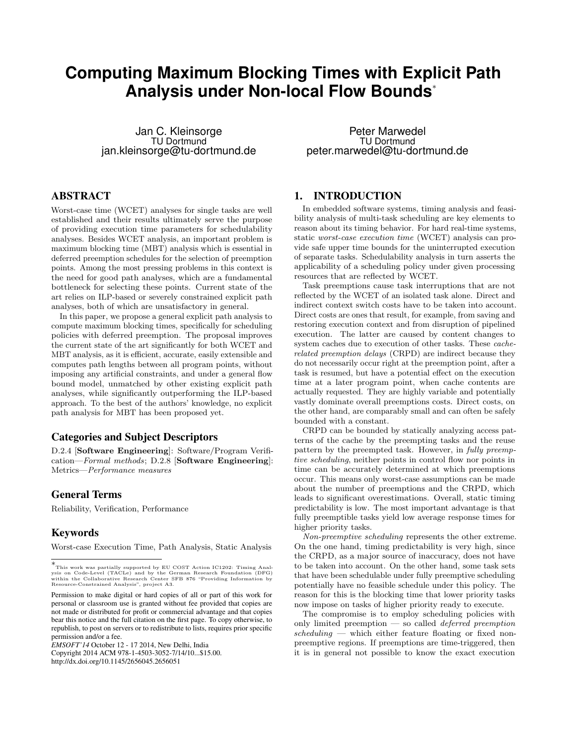# Computing Maximum Blocking Times with Explicit Path Analysis under Non-local Flow Bounds*

Jan C. Kleinsorge
TU Dortmund
jan.kleinsorge@tu-dortmund.de

Peter Marwedel
TU Dortmund
peter.marwedel@tu-dortmund.de

## ABSTRACT

Worst-case time (WCET) analyses for single tasks are well established and their results ultimately serve the purpose of providing execution time parameters for schedulability analyses. Besides WCET analysis, an important problem is maximum blocking time (MBT) analysis which is essential in deferred preemption schedules for the selection of preemption points. Among the most pressing problems in this context is the need for good path analyses, which are a fundamental bottleneck for selecting these points. Current state of the art relies on ILP-based or severely constrained explicit path analyses, both of which are unsatisfactory in general.

In this paper, we propose a general explicit path analysis to compute maximum blocking times, specifically for scheduling policies with deferred preemption. The proposal improves the current state of the art significantly for both WCET and MBT analysis, as it is efficient, accurate, easily extensible and computes path lengths between all program points, without imposing any artificial constraints, and under a general flow bound model, unmatched by other existing explicit path analyses, while significantly outperforming the ILP-based approach. To the best of the authors' knowledge, no explicit path analysis for MBT has been proposed yet.

### Categories and Subject Descriptors

D.2.4 [**Software Engineering**]: Software/Program Verification—*Formal methods*; D.2.8 [**Software Engineering**]: Metrics—*Performance measures*

### General Terms

Reliability, Verification, Performance

### Keywords

Worst-case Execution Time, Path Analysis, Static Analysis

*This work was partially supported by EU COST Action IC1202: Timing Analysis on Code-Level (TACLe) and by the German Research Foundation (DFG) within the Collaborative Research Center SFB 876 "Providing Information by Resource-Constrained Analysis", project A3.

Permission to make digital or hard copies of all or part of this work for personal or classroom use is granted without fee provided that copies are not made or distributed for profit or commercial advantage and that copies bear this notice and the full citation on the first page. To copy otherwise, to republish, to post on servers or to redistribute to lists, requires prior specific permission and/or a fee.
*EMSOFT'14* October 12 - 17 2014, New Delhi, India
Copyright 2014 ACM 978-1-4503-3052-7/14/10...$15.00.
http://dx.doi.org/10.1145/2656045.2656051

## 1. INTRODUCTION

In embedded software systems, timing analysis and feasibility analysis of multi-task scheduling are key elements to reason about its timing behavior. For hard real-time systems, static *worst-case execution time* (WCET) analysis can provide safe upper time bounds for the uninterrupted execution of separate tasks. Schedulability analysis in turn asserts the applicability of a scheduling policy under given processing resources that are reflected by WCET.

Task preemptions cause task interruptions that are not reflected by the WCET of an isolated task alone. Direct and indirect context switch costs have to be taken into account. Direct costs are ones that result, for example, from saving and restoring execution context and from disruption of pipelined execution. The latter are caused by content changes to system caches due to execution of other tasks. These *cache-related preemption delays* (CRPD) are indirect because they do not necessarily occur right at the preemption point, after a task is resumed, but have a potential effect on the execution time at a later program point, when cache contents are actually requested. They are highly variable and potentially vastly dominate overall preemptions costs. Direct costs, on the other hand, are comparably small and can often be safely bounded with a constant.

CRPD can be bounded by statically analyzing access patterns of the cache by the preempting tasks and the reuse pattern by the preempted task. However, in *fully preemptive scheduling*, neither points in control flow nor points in time can be accurately determined at which preemptions occur. This means only worst-case assumptions can be made about the number of preemptions and the CRPD, which leads to significant overestimations. Overall, static timing predictability is low. The most important advantage is that fully preemptible tasks yield low average response times for higher priority tasks.

*Non-preemptive scheduling* represents the other extreme. On the one hand, timing predictability is very high, since the CRPD, as a major source of inaccuracy, does not have to be taken into account. On the other hand, some task sets that have been schedulable under fully preemptive scheduling potentially have no feasible schedule under this policy. The reason for this is the blocking time that lower priority tasks now impose on tasks of higher priority ready to execute.

The compromise is to employ scheduling policies with only limited preemption — so called *deferred preemption scheduling* — which either feature floating or fixed non-preemptive regions. If preemptions are time-triggered, then it is in general not possible to know the exact execution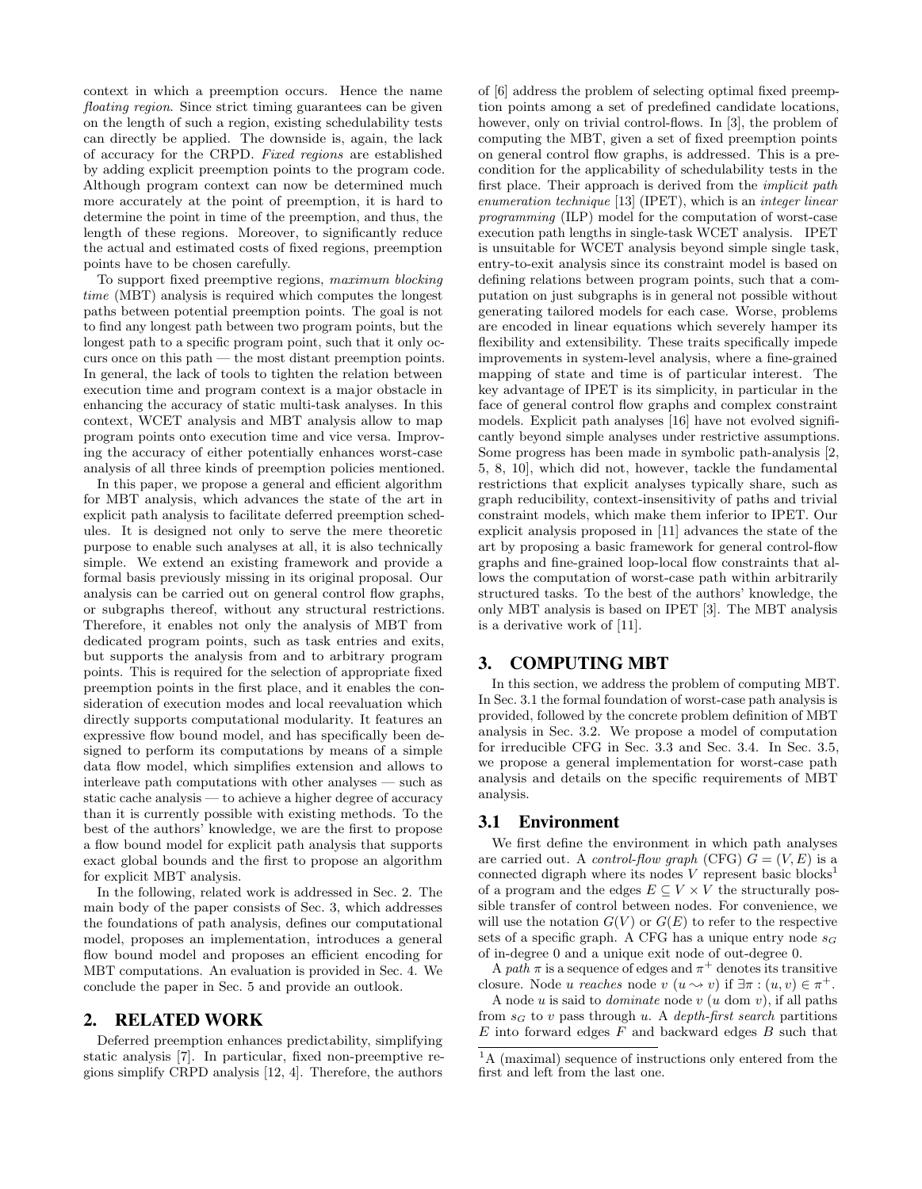context in which a preemption occurs. Hence the name *floating region*. Since strict timing guarantees can be given on the length of such a region, existing schedulability tests can directly be applied. The downside is, again, the lack of accuracy for the CRPD. *Fixed regions* are established by adding explicit preemption points to the program code. Although program context can now be determined much more accurately at the point of preemption, it is hard to determine the point in time of the preemption, and thus, the length of these regions. Moreover, to significantly reduce the actual and estimated costs of fixed regions, preemption points have to be chosen carefully.

To support fixed preemptive regions, *maximum blocking time* (MBT) analysis is required which computes the longest paths between potential preemption points. The goal is not to find any longest path between two program points, but the longest path to a specific program point, such that it only occurs once on this path — the most distant preemption points. In general, the lack of tools to tighten the relation between execution time and program context is a major obstacle in enhancing the accuracy of static multi-task analyses. In this context, WCET analysis and MBT analysis allow to map program points onto execution time and vice versa. Improving the accuracy of either potentially enhances worst-case analysis of all three kinds of preemption policies mentioned.

In this paper, we propose a general and efficient algorithm for MBT analysis, which advances the state of the art in explicit path analysis to facilitate deferred preemption schedules. It is designed not only to serve the mere theoretic purpose to enable such analyses at all, it is also technically simple. We extend an existing framework and provide a formal basis previously missing in its original proposal. Our analysis can be carried out on general control flow graphs, or subgraphs thereof, without any structural restrictions. Therefore, it enables not only the analysis of MBT from dedicated program points, such as task entries and exits, but supports the analysis from and to arbitrary program points. This is required for the selection of appropriate fixed preemption points in the first place, and it enables the consideration of execution modes and local reevaluation which directly supports computational modularity. It features an expressive flow bound model, and has specifically been designed to perform its computations by means of a simple data flow model, which simplifies extension and allows to interleave path computations with other analyses — such as static cache analysis — to achieve a higher degree of accuracy than it is currently possible with existing methods. To the best of the authors' knowledge, we are the first to propose a flow bound model for explicit path analysis that supports exact global bounds and the first to propose an algorithm for explicit MBT analysis.

In the following, related work is addressed in Sec. 2. The main body of the paper consists of Sec. 3, which addresses the foundations of path analysis, defines our computational model, proposes an implementation, introduces a general flow bound model and proposes an efficient encoding for MBT computations. An evaluation is provided in Sec. 4. We conclude the paper in Sec. 5 and provide an outlook.

## 2. RELATED WORK

Deferred preemption enhances predictability, simplifying static analysis [7]. In particular, fixed non-preemptive regions simplify CRPD analysis [12, 4]. Therefore, the authors of [6] address the problem of selecting optimal fixed preemption points among a set of predefined candidate locations, however, only on trivial control-flows. In [3], the problem of computing the MBT, given a set of fixed preemption points on general control flow graphs, is addressed. This is a precondition for the applicability of schedulability tests in the first place. Their approach is derived from the *implicit path enumeration technique* [13] (IPET), which is an *integer linear programming* (ILP) model for the computation of worst-case execution path lengths in single-task WCET analysis. IPET is unsuitable for WCET analysis beyond simple single task, entry-to-exit analysis since its constraint model is based on defining relations between program points, such that a computation on just subgraphs is in general not possible without generating tailored models for each case. Worse, problems are encoded in linear equations which severely hamper its flexibility and extensibility. These traits specifically impede improvements in system-level analysis, where a fine-grained mapping of state and time is of particular interest. The key advantage of IPET is its simplicity, in particular in the face of general control flow graphs and complex constraint models. Explicit path analyses [16] have not evolved significantly beyond simple analyses under restrictive assumptions. Some progress has been made in symbolic path-analysis [2, 5, 8, 10], which did not, however, tackle the fundamental restrictions that explicit analyses typically share, such as graph reducibility, context-insensitivity of paths and trivial constraint models, which make them inferior to IPET. Our explicit analysis proposed in [11] advances the state of the art by proposing a basic framework for general control-flow graphs and fine-grained loop-local flow constraints that allows the computation of worst-case path within arbitrarily structured tasks. To the best of the authors' knowledge, the only MBT analysis is based on IPET [3]. The MBT analysis is a derivative work of [11].

## 3. COMPUTING MBT

In this section, we address the problem of computing MBT. In Sec. 3.1 the formal foundation of worst-case path analysis is provided, followed by the concrete problem definition of MBT analysis in Sec. 3.2. We propose a model of computation for irreducible CFG in Sec. 3.3 and Sec. 3.4. In Sec. 3.5, we propose a general implementation for worst-case path analysis and details on the specific requirements of MBT analysis.

### 3.1 Environment

We first define the environment in which path analyses are carried out. A *control-flow graph* (CFG) $G = (V, E)$ is a connected digraph where its nodes $V$ represent basic blocks[1] of a program and the edges $E \subseteq V \times V$ the structurally possible transfer of control between nodes. For convenience, we will use the notation $G(V)$ or $G(E)$ to refer to the respective sets of a specific graph. A CFG has a unique entry node $s_G$ of in-degree 0 and a unique exit node of out-degree 0.

A *path* $\pi$ is a sequence of edges and $\pi^+$ denotes its transitive closure. Node $u$ *reaches* node $v$ ($u \rightsquigarrow v$) if $\exists \pi : (u, v) \in \pi^+$.

A node $u$ is said to *dominate* node $v$ ($u$ dom $v$), if all paths from $s_G$ to $v$ pass through $u$. A *depth-first search* partitions $E$ into forward edges $F$ and backward edges $B$ such that

[1] A (maximal) sequence of instructions only entered from the first and left from the last one.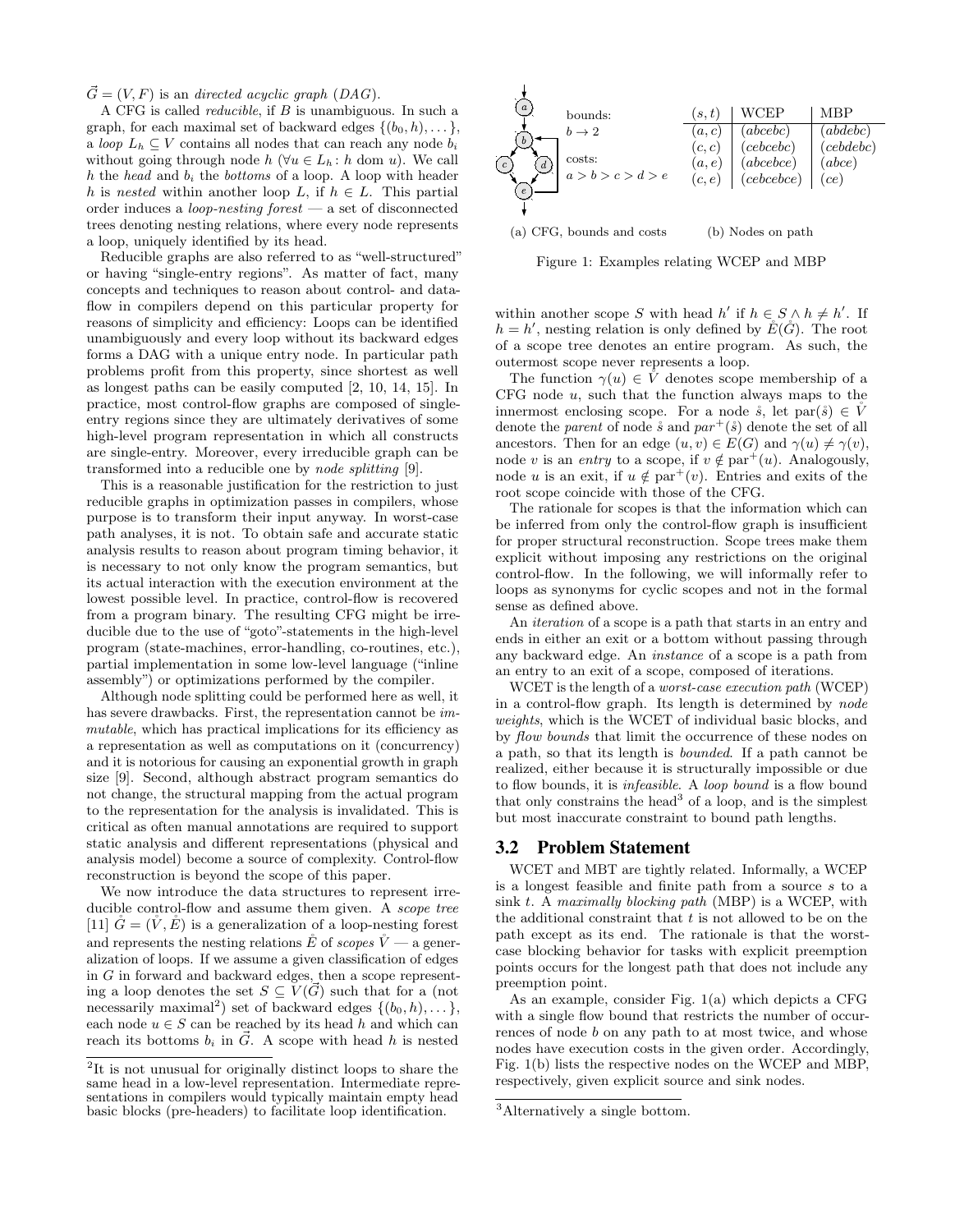$\vec{G} = (V, F)$ is an *directed acyclic graph (DAG)*.

A CFG is called *reducible*, if $B$ is unambiguous. In such a graph, for each maximal set of backward edges $\{(b_0, h), \dots\}$, a *loop* $L_h \subseteq V$ contains all nodes that can reach any node $b_i$ without going through node $h$ ($\forall u \in L_h \colon h$ dom $u$). We call $h$ the *head* and $b_i$ the *bottoms* of a loop. A loop with header $h$ is *nested* within another loop $L$, if $h \in L$. This partial order induces a *loop-nesting forest* — a set of disconnected trees denoting nesting relations, where every node represents a loop, uniquely identified by its head.

Reducible graphs are also referred to as "well-structured" or having "single-entry regions". As matter of fact, many concepts and techniques to reason about control- and dataflow in compilers depend on this particular property for reasons of simplicity and efficiency: Loops can be identified unambiguously and every loop without its backward edges forms a DAG with a unique entry node. In particular path problems profit from this property, since shortest as well as longest paths can be easily computed [2, 10, 14, 15]. In practice, most control-flow graphs are composed of single-entry regions since they are ultimately derivatives of some high-level program representation in which all constructs are single-entry. Moreover, every irreducible graph can be transformed into a reducible one by *node splitting* [9].

This is a reasonable justification for the restriction to just reducible graphs in optimization passes in compilers, whose purpose is to transform their input anyway. In worst-case path analyses, it is not. To obtain safe and accurate static analysis results to reason about program timing behavior, it is necessary to not only know the program semantics, but its actual interaction with the execution environment at the lowest possible level. In practice, control-flow is recovered from a program binary. The resulting CFG might be irreducible due to the use of "goto"-statements in the high-level program (state-machines, error-handling, co-routines, etc.), partial implementation in some low-level language ("inline assembly") or optimizations performed by the compiler.

Although node splitting could be performed here as well, it has severe drawbacks. First, the representation cannot be *immutable*, which has practical implications for its efficiency as a representation as well as computations on it (concurrency) and it is notorious for causing an exponential growth in graph size [9]. Second, although abstract program semantics do not change, the structural mapping from the actual program to the representation for the analysis is invalidated. This is critical as often manual annotations are required to support static analysis and different representations (physical and analysis model) become a source of complexity. Control-flow reconstruction is beyond the scope of this paper.

We now introduce the data structures to represent irreducible control-flow and assume them given. A *scope tree* [11] $\mathring{G} = (\mathring{V}, \mathring{E})$ is a generalization of a loop-nesting forest and represents the nesting relations $\mathring{E}$ of *scopes* $\mathring{V}$ — a generalization of loops. If we assume a given classification of edges in $G$ in forward and backward edges, then a scope representing a loop denotes the set $S \subseteq V(\vec{G})$ such that for a (not necessarily maximal[2]) set of backward edges $\{(b_0, h), \dots\}$, each node $u \in S$ can be reached by its head $h$ and which can reach its bottoms $b_i$ in $\vec{G}$. A scope with head $h$ is nested within another scope $S$ with head $h'$ if $h \in S \wedge h \neq h'$. If $h = h'$, nesting relation is only defined by $\mathring{E}(\mathring{G})$. The root of a scope tree denotes an entire program. As such, the outermost scope never represents a loop.

[2]It is not unusual for originally distinct loops to share the same head in a low-level representation. Intermediate representations in compilers would typically maintain empty head basic blocks (pre-headers) to facilitate loop identification.

bounds:
$b \to 2$
costs:
$a > b > c > d > e$

(a) CFG, bounds and costs

| $(s,t)$ | WCEP | MBP |
|---|---|---|
| $(a,c)$ | $(abcebc)$ | $(abdebc)$ |
| $(c,c)$ | $(cebcebc)$ | $(cebdebc)$ |
| $(a,e)$ | $(abcebce)$ | $(abce)$ |
| $(c,e)$ | $(cebcebce)$ | $(ce)$ |

(b) Nodes on path

Figure 1: Examples relating WCEP and MBP

The function $\gamma(u) \in \mathring{V}$ denotes scope membership of a CFG node $u$, such that the function always maps to the innermost enclosing scope. For a node $\mathring{s}$, let $\mathrm{par}(\mathring{s}) \in \mathring{V}$ denote the *parent* of node $\mathring{s}$ and $par^+(\mathring{s})$ denote the set of all ancestors. Then for an edge $(u, v) \in E(G)$ and $\gamma(u) \neq \gamma(v)$, node $v$ is an *entry* to a scope, if $v \notin \mathrm{par}^+(u)$. Analogously, node $u$ is an exit, if $u \notin \mathrm{par}^+(v)$. Entries and exits of the root scope coincide with those of the CFG.

The rationale for scopes is that the information which can be inferred from only the control-flow graph is insufficient for proper structural reconstruction. Scope trees make them explicit without imposing any restrictions on the original control-flow. In the following, we will informally refer to loops as synonyms for cyclic scopes and not in the formal sense as defined above.

An *iteration* of a scope is a path that starts in an entry and ends in either an exit or a bottom without passing through any backward edge. An *instance* of a scope is a path from an entry to an exit of a scope, composed of iterations.

WCET is the length of a *worst-case execution path* (WCEP) in a control-flow graph. Its length is determined by *node weights*, which is the WCET of individual basic blocks, and by *flow bounds* that limit the occurrence of these nodes on a path, so that its length is *bounded*. If a path cannot be realized, either because it is structurally impossible or due to flow bounds, it is *infeasible*. A *loop bound* is a flow bound that only constrains the head[3] of a loop, and is the simplest but most inaccurate constraint to bound path lengths.

## 3.2 Problem Statement

WCET and MBT are tightly related. Informally, a WCEP is a longest feasible and finite path from a source $s$ to a sink $t$. A *maximally blocking path* (MBP) is a WCEP, with the additional constraint that $t$ is not allowed to be on the path except as its end. The rationale is that the worst-case blocking behavior for tasks with explicit preemption points occurs for the longest path that does not include any preemption point.

As an example, consider Fig. 1(a) which depicts a CFG with a single flow bound that restricts the number of occurrences of node $b$ on any path to at most twice, and whose nodes have execution costs in the given order. Accordingly, Fig. 1(b) lists the respective nodes on the WCEP and MBP, respectively, given explicit source and sink nodes.

[3]Alternatively a single bottom.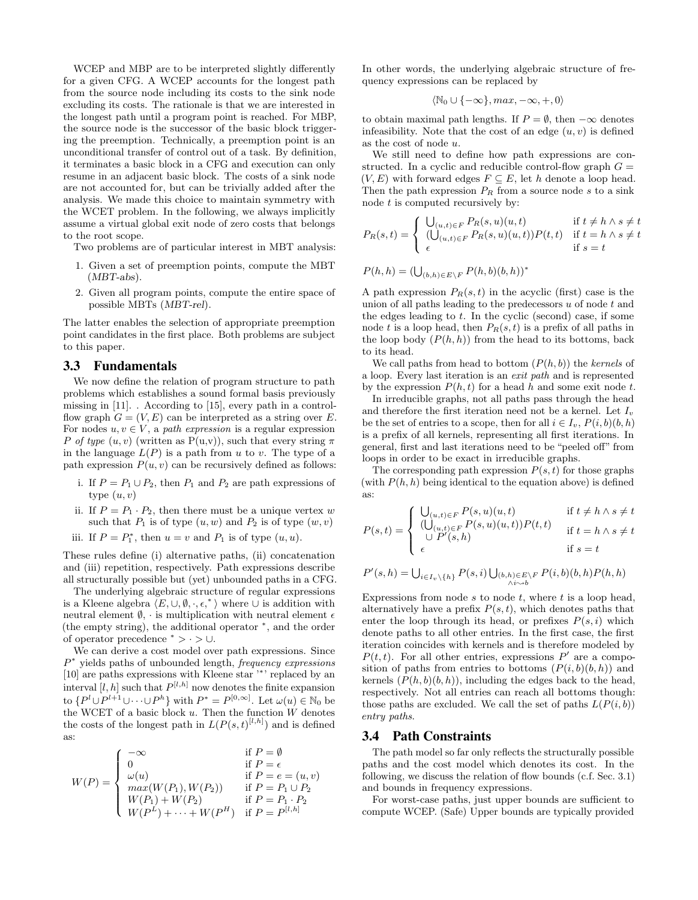WCEP and MBP are to be interpreted slightly differently for a given CFG. A WCEP accounts for the longest path from the source node including its costs to the sink node excluding its costs. The rationale is that we are interested in the longest path until a program point is reached. For MBP, the source node is the successor of the basic block triggering the preemption. Technically, a preemption point is an unconditional transfer of control out of a task. By definition, it terminates a basic block in a CFG and execution can only resume in an adjacent basic block. The costs of a sink node are not accounted for, but can be trivially added after the analysis. We made this choice to maintain symmetry with the WCET problem. In the following, we always implicitly assume a virtual global exit node of zero costs that belongs to the root scope.

Two problems are of particular interest in MBT analysis:

1. Given a set of preemption points, compute the MBT (*MBT-abs*).
2. Given all program points, compute the entire space of possible MBTs (*MBT-rel*).

The latter enables the selection of appropriate preemption point candidates in the first place. Both problems are subject to this paper.

## 3.3 Fundamentals

We now define the relation of program structure to path problems which establishes a sound formal basis previously missing in [11]. . According to [15], every path in a control-flow graph $G = (V, E)$ can be interpreted as a string over $E$. For nodes $u, v \in V$, a *path expression* is a regular expression $P$ *of type* $(u, v)$ (written as P(u,v)), such that every string $\pi$ in the language $L(P)$ is a path from $u$ to $v$. The type of a path expression $P(u, v)$ can be recursively defined as follows:

i. If $P = P_1 \cup P_2$, then $P_1$ and $P_2$ are path expressions of type $(u, v)$
ii. If $P = P_1 \cdot P_2$, then there must be a unique vertex $w$ such that $P_1$ is of type $(u, w)$ and $P_2$ is of type $(w, v)$
iii. If $P = P_1^*$, then $u = v$ and $P_1$ is of type $(u, u)$.

These rules define (i) alternative paths, (ii) concatenation and (iii) repetition, respectively. Path expressions describe all structurally possible but (yet) unbounded paths in a CFG.

The underlying algebraic structure of regular expressions is a Kleene algebra $\langle E, \cup, \emptyset, \cdot, \epsilon, ^* \rangle$ where $\cup$ is addition with neutral element $\emptyset$, $\cdot$ is multiplication with neutral element $\epsilon$ (the empty string), the additional operator $^*$, and the order of operator precedence $^* > \cdot > \cup$.

We can derive a cost model over path expressions. Since $P^*$ yields paths of unbounded length, *frequency expressions* [10] are paths expressions with Kleene star '$^*$' replaced by an interval $[l, h]$ such that $P^{[l,h]}$ now denotes the finite expansion to $\{P^l \cup P^{l+1} \cup \cdots \cup P^h\}$ with $P^* = P^{[0,\infty]}$. Let $\omega(u) \in \mathbb{N}_0$ be the WCET of a basic block $u$. Then the function $W$ denotes the costs of the longest path in $L(P(s,t)^{[l,h]})$ and is defined as:

$$
W(P) = \begin{cases} -\infty & \text{if } P = \emptyset \\ 0 & \text{if } P = \epsilon \\ \omega(u) & \text{if } P = e = (u, v) \\ max(W(P_1), W(P_2)) & \text{if } P = P_1 \cup P_2 \\ W(P_1) + W(P_2) & \text{if } P = P_1 \cdot P_2 \\ W(P^L) + \cdots + W(P^H) & \text{if } P = P^{[l,h]} \end{cases}
$$

In other words, the underlying algebraic structure of frequency expressions can be replaced by

$$
\langle \mathbb{N}_0 \cup \{-\infty\}, max, -\infty, +, 0 \rangle
$$

to obtain maximal path lengths. If $P = \emptyset$, then $-\infty$ denotes infeasibility. Note that the cost of an edge $(u, v)$ is defined as the cost of node $u$.

We still need to define how path expressions are constructed. In a cyclic and reducible control-flow graph $G = (V, E)$ with forward edges $F \subseteq E$, let $h$ denote a loop head. Then the path expression $P_R$ from a source node $s$ to a sink node $t$ is computed recursively by:

$$
P_R(s,t) = \begin{cases} \bigcup_{(u,t) \in F} P_R(s,u)(u,t) & \text{if } t \neq h \wedge s \neq t \\ (\bigcup_{(u,t) \in F} P_R(s,u)(u,t))P(t,t) & \text{if } t = h \wedge s \neq t \\ \epsilon & \text{if } s = t \end{cases}
$$

$$
P(h,h) = (\bigcup_{(b,h) \in E \setminus F} P(h,b)(b,h))^*
$$

A path expression $P_R(s,t)$ in the acyclic (first) case is the union of all paths leading to the predecessors $u$ of node $t$ and the edges leading to $t$. In the cyclic (second) case, if some node $t$ is a loop head, then $P_R(s,t)$ is a prefix of all paths in the loop body $(P(h,h))$ from the head to its bottoms, back to its head.

We call paths from head to bottom $(P(h,b))$ the *kernels* of a loop. Every last iteration is an *exit path* and is represented by the expression $P(h,t)$ for a head $h$ and some exit node $t$.

In irreducible graphs, not all paths pass through the head and therefore the first iteration need not be a kernel. Let $I_v$ be the set of entries to a scope, then for all $i \in I_v$, $P(i,b)(b,h)$ is a prefix of all kernels, representing all first iterations. In general, first and last iterations need to be "peeled off" from loops in order to be exact in irreducible graphs.

The corresponding path expression $P(s,t)$ for those graphs (with $P(h,h)$ being identical to the equation above) is defined as:

$$
P(s,t) = \begin{cases} \bigcup_{(u,t) \in F} P(s,u)(u,t) & \text{if } t \neq h \wedge s \neq t \\ (\bigcup_{(u,t) \in F} P(s,u)(u,t))P(t,t) \\ \quad \cup\ P'(s,h) & \text{if } t = h \wedge s \neq t \\ \epsilon & \text{if } s = t \end{cases}
$$

$$
P'(s,h) = \bigcup_{i \in I_v \setminus \{h\}} P(s,i) \bigcup_{\substack{(b,h) \in E \setminus F \\ \wedge i \rightsquigarrow b}} P(i,b)(b,h)P(h,h)
$$

Expressions from node $s$ to node $t$, where $t$ is a loop head, alternatively have a prefix $P(s,t)$, which denotes paths that enter the loop through its head, or prefixes $P(s,i)$ which denote paths to all other entries. In the first case, the first iteration coincides with kernels and is therefore modeled by $P(t,t)$. For all other entries, expressions $P'$ are a composition of paths from entries to bottoms $(P(i,b)(b,h))$ and kernels $(P(h,b)(b,h))$, including the edges back to the head, respectively. Not all entries can reach all bottoms though: those paths are excluded. We call the set of paths $L(P(i,b))$ *entry paths*.

## 3.4 Path Constraints

The path model so far only reflects the structurally possible paths and the cost model which denotes its cost. In the following, we discuss the relation of flow bounds (c.f. Sec. 3.1) and bounds in frequency expressions.

For worst-case paths, just upper bounds are sufficient to compute WCEP. (Safe) Upper bounds are typically provided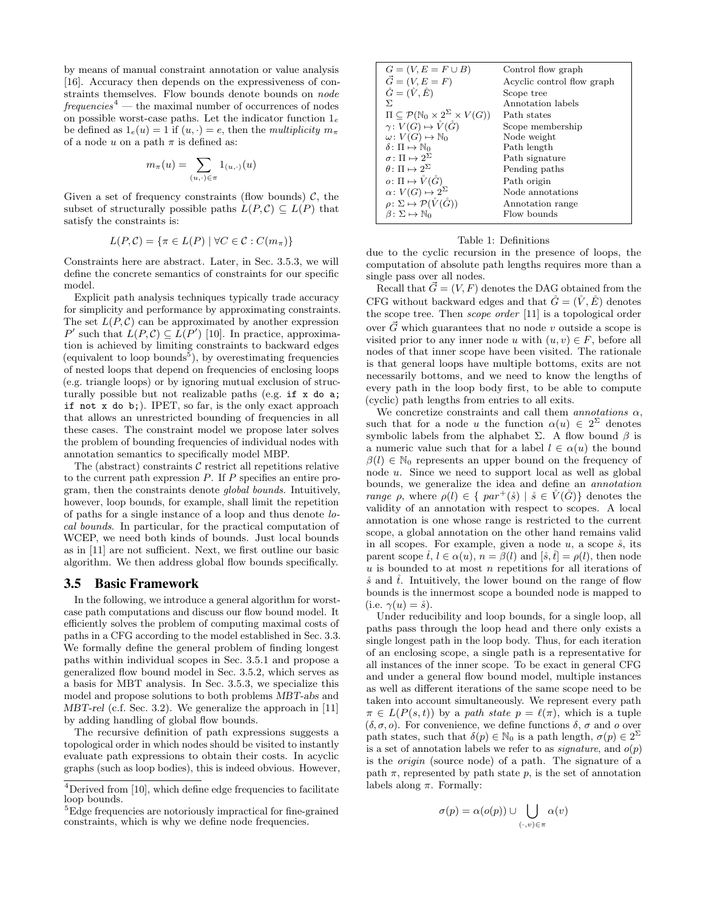by means of manual constraint annotation or value analysis [16]. Accuracy then depends on the expressiveness of constraints themselves. Flow bounds denote bounds on *node frequencies*[4] — the maximal number of occurrences of nodes on possible worst-case paths. Let the indicator function $1_e$ be defined as $1_e(u) = 1$ if $(u, \cdot) = e$, then the *multiplicity* $m_\pi$ of a node $u$ on a path $\pi$ is defined as:

$$m_\pi(u) = \sum_{(u,\cdot)\in\pi} 1_{(u,\cdot)}(u)$$

Given a set of frequency constraints (flow bounds) $\mathcal{C}$, the subset of structurally possible paths $L(P, \mathcal{C}) \subseteq L(P)$ that satisfy the constraints is:

$$L(P, \mathcal{C}) = \{\pi \in L(P) \mid \forall C \in \mathcal{C} : C(m_\pi)\}$$

Constraints here are abstract. Later, in Sec. 3.5.3, we will define the concrete semantics of constraints for our specific model.

Explicit path analysis techniques typically trade accuracy for simplicity and performance by approximating constraints. The set $L(P, \mathcal{C})$ can be approximated by another expression $P'$ such that $L(P, \mathcal{C}) \subseteq L(P')$ [10]. In practice, approximation is achieved by limiting constraints to backward edges (equivalent to loop bounds[5]), by overestimating frequencies of nested loops that depend on frequencies of enclosing loops (e.g. triangle loops) or by ignoring mutual exclusion of structurally possible but not realizable paths (e.g. `if x do a; if not x do b;`). IPET, so far, is the only exact approach that allows an unrestricted bounding of frequencies in all these cases. The constraint model we propose later solves the problem of bounding frequencies of individual nodes with annotation semantics to specifically model MBP.

The (abstract) constraints $\mathcal{C}$ restrict all repetitions relative to the current path expression $P$. If $P$ specifies an entire program, then the constraints denote *global bounds*. Intuitively, however, loop bounds, for example, shall limit the repetition of paths for a single instance of a loop and thus denote *local bounds*. In particular, for the practical computation of WCEP, we need both kinds of bounds. Just local bounds as in [11] are not sufficient. Next, we first outline our basic algorithm. We then address global flow bounds specifically.

### 3.5 Basic Framework

In the following, we introduce a general algorithm for worst-case path computations and discuss our flow bound model. It efficiently solves the problem of computing maximal costs of paths in a CFG according to the model established in Sec. 3.3. We formally define the general problem of finding longest paths within individual scopes in Sec. 3.5.1 and propose a generalized flow bound model in Sec. 3.5.2, which serves as a basis for MBT analysis. In Sec. 3.5.3, we specialize this model and propose solutions to both problems *MBT-abs* and *MBT-rel* (c.f. Sec. 3.2). We generalize the approach in [11] by adding handling of global flow bounds.

The recursive definition of path expressions suggests a topological order in which nodes should be visited to instantly evaluate path expressions to obtain their costs. In acyclic graphs (such as loop bodies), this is indeed obvious. However, due to the cyclic recursion in the presence of loops, the computation of absolute path lengths requires more than a single pass over all nodes.

| | |
|---|---|
| $G = (V, E = F \cup B)$ | Control flow graph |
| $\vec{G} = (V, E = F)$ | Acyclic control flow graph |
| $\mathring{G} = (\mathring{V}, \mathring{E})$ | Scope tree |
| $\Sigma$ | Annotation labels |
| $\Pi \subseteq \mathcal{P}(\mathbb{N}_0 \times 2^\Sigma \times V(G))$ | Path states |
| $\gamma : V(G) \mapsto \mathring{V}(\mathring{G})$ | Scope membership |
| $\omega : V(G) \mapsto \mathbb{N}_0$ | Node weight |
| $\delta : \Pi \mapsto \mathbb{N}_0$ | Path length |
| $\sigma : \Pi \mapsto 2^\Sigma$ | Path signature |
| $\theta : \Pi \mapsto 2^\Sigma$ | Pending paths |
| $o : \Pi \mapsto \mathring{V}(\mathring{G})$ | Path origin |
| $\alpha : V(G) \mapsto 2^\Sigma$ | Node annotations |
| $\rho : \Sigma \mapsto \mathcal{P}(\mathring{V}(\mathring{G}))$ | Annotation range |
| $\beta : \Sigma \mapsto \mathbb{N}_0$ | Flow bounds |

Table 1: Definitions

Recall that $\vec{G} = (V, F)$ denotes the DAG obtained from the CFG without backward edges and that $\mathring{G} = (\mathring{V}, \mathring{E})$ denotes the scope tree. Then *scope order* [11] is a topological order over $\vec{G}$ which guarantees that no node $v$ outside a scope is visited prior to any inner node $u$ with $(u, v) \in F$, before all nodes of that inner scope have been visited. The rationale is that general loops have multiple bottoms, exits are not necessarily bottoms, and we need to know the lengths of every path in the loop body first, to be able to compute (cyclic) path lengths from entries to all exits.

We concretize constraints and call them *annotations* $\alpha$, such that for a node $u$ the function $\alpha(u) \in 2^\Sigma$ denotes symbolic labels from the alphabet $\Sigma$. A flow bound $\beta$ is a numeric value such that for a label $l \in \alpha(u)$ the bound $\beta(l) \in \mathbb{N}_0$ represents an upper bound on the frequency of node $u$. Since we need to support local as well as global bounds, we generalize the idea and define an *annotation range* $\rho$, where $\rho(l) \in \{\ par^+(\mathring{s}) \mid \mathring{s} \in \mathring{V}(\mathring{G})\}$ denotes the validity of an annotation with respect to scopes. A local annotation is one whose range is restricted to the current scope, a global annotation on the other hand remains valid in all scopes. For example, given a node $u$, a scope $\mathring{s}$, its parent scope $\mathring{t}$, $l \in \alpha(u)$, $n = \beta(l)$ and $[\mathring{s}, \mathring{t}] = \rho(l)$, then node $u$ is bounded to at most $n$ repetitions for all iterations of $\mathring{s}$ and $\mathring{t}$. Intuitively, the lower bound on the range of flow bounds is the innermost scope a bounded node is mapped to (i.e. $\gamma(u) = \mathring{s}$).

Under reducibility and loop bounds, for a single loop, all paths pass through the loop head and there only exists a single longest path in the loop body. Thus, for each iteration of an enclosing scope, a single path is a representative for all instances of the inner scope. To be exact in general CFG and under a general flow bound model, multiple instances as well as different iterations of the same scope need to be taken into account simultaneously. We represent every path $\pi \in L(P(s, t))$ by a *path state* $p = \ell(\pi)$, which is a tuple $(\delta, \sigma, o)$. For convenience, we define functions $\delta$, $\sigma$ and $o$ over path states, such that $\delta(p) \in \mathbb{N}_0$ is a path length, $\sigma(p) \in 2^\Sigma$ is a set of annotation labels we refer to as *signature*, and $o(p)$ is the *origin* (source node) of a path. The signature of a path $\pi$, represented by path state $p$, is the set of annotation labels along $\pi$. Formally:

$$\sigma(p) = \alpha(o(p)) \cup \bigcup_{(\cdot,v)\in\pi} \alpha(v)$$

[4] Derived from [10], which define edge frequencies to facilitate loop bounds.

[5] Edge frequencies are notoriously impractical for fine-grained constraints, which is why we define node frequencies.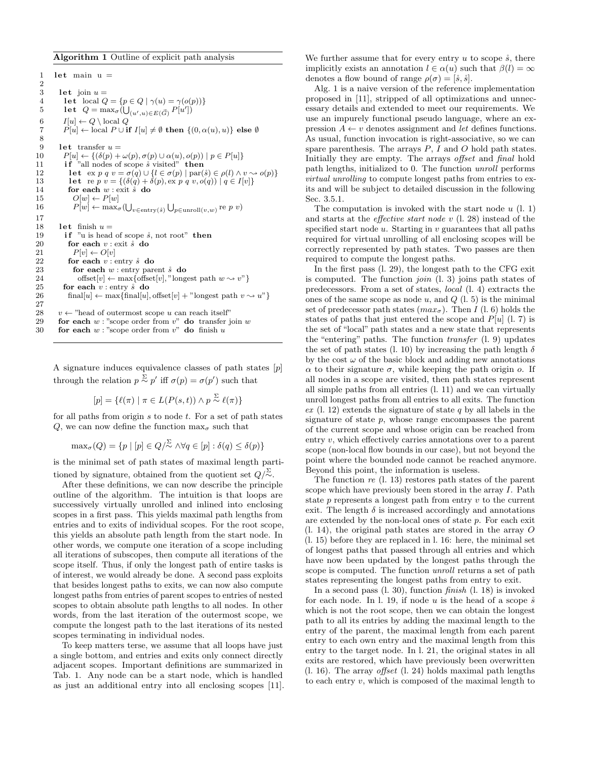**Algorithm 1** Outline of explicit path analysis

```
1   let main u =
2
3     let join u =
4       let local Q = {p ∈ Q | γ(u) = γ(o(p))}
5       let Q = max_σ(⋃_{(u',u)∈E(G⃗)} P[u'])
6       I[u] ← Q \ local Q
7       P[u] ← local P ∪ if I[u] ≠ ∅ then {(0, α(u), u)} else ∅
8
9     let transfer u =
10      P[u] ← {(δ(p) + ω(p), σ(p) ∪ α(u), o(p)) | p ∈ P[u]}
11      if "all nodes of scope ŝ visited" then
12        let ex p q v = σ(q) ∪ {l ∈ σ(p) | par(ŝ) ∈ ρ(l) ∧ v ⇝ o(p)}
13        let re p v = {(δ(q) + δ(p), ex p q v, o(q)) | q ∈ I[v]}
14        for each w : exit ŝ do
15          O[w] ← P[w]
16          P[w] ← max_σ(⋃_{v∈entry(ŝ)} ⋃_{p∈unroll(v,w)} re p v)
17
18    let finish u =
19      if "u is head of scope ŝ, not root" then
20        for each v : exit ŝ do
21          P[v] ← O[v]
22        for each v : entry ŝ do
23          for each w : entry parent ŝ do
24            offset[v] ← max{offset[v], "longest path w ⇝ v"}
25      for each v : entry ŝ do
26        final[u] ← max{final[u], offset[v] + "longest path v ⇝ u"}
27
28    v ← "head of outermost scope u can reach itself"
29    for each w : "scope order from v" do transfer join w
30    for each w : "scope order from v" do finish u
```

A signature induces equivalence classes of path states $[p]$ through the relation $p \overset{\Sigma}{\sim} p'$ iff $\sigma(p) = \sigma(p')$ such that

$$[p] = \{\ell(\pi) \mid \pi \in L(P(s,t)) \wedge p \overset{\Sigma}{\sim} \ell(\pi)\}$$

for all paths from origin $s$ to node $t$. For a set of path states $Q$, we can now define the function $\max_\sigma$ such that

$$\max_\sigma(Q) = \{p \mid [p] \in Q/\overset{\Sigma}{\sim} \wedge \forall q \in [p] : \delta(q) \leq \delta(p)\}$$

is the minimal set of path states of maximal length partitioned by signature, obtained from the quotient set $Q/\overset{\Sigma}{\sim}$.

After these definitions, we can now describe the principle outline of the algorithm. The intuition is that loops are successively virtually unrolled and inlined into enclosing scopes in a first pass. This yields maximal path lengths from entries and to exits of individual scopes. For the root scope, this yields an absolute path length from the start node. In other words, we compute one iteration of a scope including all iterations of subscopes, then compute all iterations of the scope itself. Thus, if only the longest path of entire tasks is of interest, we would already be done. A second pass exploits that besides longest paths to exits, we can now also compute longest paths from entries of parent scopes to entries of nested scopes to obtain absolute path lengths to all nodes. In other words, from the last iteration of the outermost scope, we compute the longest path to the last iterations of its nested scopes terminating in individual nodes.

To keep matters terse, we assume that all loops have just a single bottom, and entries and exits only connect directly adjacent scopes. Important definitions are summarized in Tab. 1. Any node can be a start node, which is handled as just an additional entry into all enclosing scopes [11]. We further assume that for every entry $u$ to scope $\mathring{s}$, there implicitly exists an annotation $l \in \alpha(u)$ such that $\beta(l) = \infty$ denotes a flow bound of range $\rho(\sigma) = [\mathring{s}, \mathring{s}]$.

Alg. 1 is a naive version of the reference implementation proposed in [11], stripped of all optimizations and unnecessary details and extended to meet our requirements. We use an impurely functional pseudo language, where an expression $A \leftarrow v$ denotes assignment and *let* defines functions. As usual, function invocation is right-associative, so we can spare parenthesis. The arrays $P$, $I$ and $O$ hold path states. Initially they are empty. The arrays *offset* and *final* hold path lengths, initialized to 0. The function *unroll* performs *virtual unrolling* to compute longest paths from entries to exits and will be subject to detailed discussion in the following Sec. 3.5.1.

The computation is invoked with the start node $u$ (l. 1) and starts at the *effective start node* $v$ (l. 28) instead of the specified start node $u$. Starting in $v$ guarantees that all paths required for virtual unrolling of all enclosing scopes will be correctly represented by path states. Two passes are then required to compute the longest paths.

In the first pass (l. 29), the longest path to the CFG exit is computed. The function *join* (l. 3) joins path states of predecessors. From a set of states, *local* (l. 4) extracts the ones of the same scope as node $u$, and $Q$ (l. 5) is the minimal set of predecessor path states ($max_\sigma$). Then $I$ (l. 6) holds the states of paths that just entered the scope and $P[u]$ (l. 7) is the set of "local" path states and a new state that represents the "entering" paths. The function *transfer* (l. 9) updates the set of path states (l. 10) by increasing the path length $\delta$ by the cost $\omega$ of the basic block and adding new annotations $\alpha$ to their signature $\sigma$, while keeping the path origin $o$. If all nodes in a scope are visited, then path states represent all simple paths from all entries (l. 11) and we can virtually unroll longest paths from all entries to all exits. The function *ex* (l. 12) extends the signature of state $q$ by all labels in the signature of state $p$, whose range encompasses the parent of the current scope and whose origin can be reached from entry $v$, which effectively carries annotations over to a parent scope (non-local flow bounds in our case), but not beyond the point where the bounded node cannot be reached anymore. Beyond this point, the information is useless.

The function *re* (l. 13) restores path states of the parent scope which have previously been stored in the array $I$. Path state $p$ represents a longest path from entry $v$ to the current exit. The length $\delta$ is increased accordingly and annotations are extended by the non-local ones of state $p$. For each exit (l. 14), the original path states are stored in the array $O$ (l. 15) before they are replaced in l. 16: here, the minimal set of longest paths that passed through all entries and which have now been updated by the longest paths through the scope is computed. The function *unroll* returns a set of path states representing the longest paths from entry to exit.

In a second pass (l. 30), function *finish* (l. 18) is invoked for each node. In l. 19, if node $u$ is the head of a scope $\mathring{s}$ which is not the root scope, then we can obtain the longest path to all its entries by adding the maximal length to the entry of the parent, the maximal length from each parent entry to each own entry and the maximal length from this entry to the target node. In l. 21, the original states in all exits are restored, which have previously been overwritten (l. 16). The array *offset* (l. 24) holds maximal path lengths to each entry $v$, which is composed of the maximal length to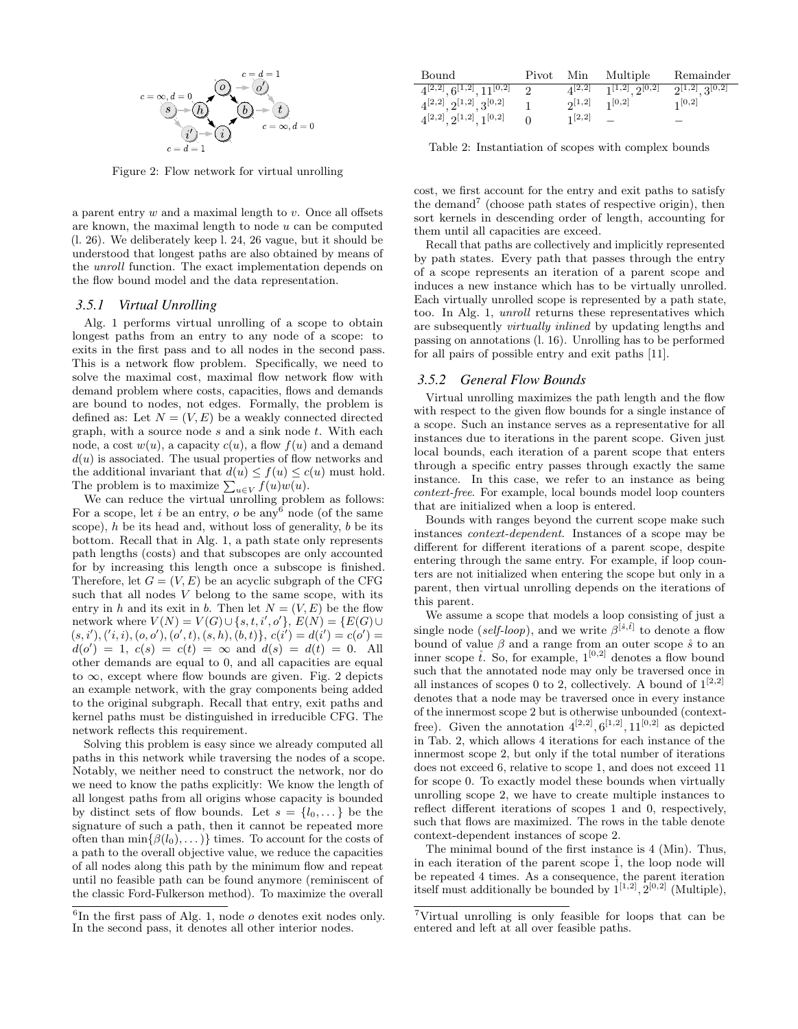c = d = 1

c = ∞, d = 0

s h o o' b t i' i

c = ∞, d = 0

c = d = 1

Figure 2: Flow network for virtual unrolling

a parent entry $w$ and a maximal length to $v$. Once all offsets are known, the maximal length to node $u$ can be computed (l. 26). We deliberately keep l. 24, 26 vague, but it should be understood that longest paths are also obtained by means of the *unroll* function. The exact implementation depends on the flow bound model and the data representation.

### 3.5.1 Virtual Unrolling

Alg. 1 performs virtual unrolling of a scope to obtain longest paths from an entry to any node of a scope: to exits in the first pass and to all nodes in the second pass. This is a network flow problem. Specifically, we need to solve the maximal cost, maximal flow network flow with demand problem where costs, capacities, flows and demands are bound to nodes, not edges. Formally, the problem is defined as: Let $N = (V, E)$ be a weakly connected directed graph, with a source node $s$ and a sink node $t$. With each node, a cost $w(u)$, a capacity $c(u)$, a flow $f(u)$ and a demand $d(u)$ is associated. The usual properties of flow networks and the additional invariant that $d(u) \leq f(u) \leq c(u)$ must hold. The problem is to maximize $\sum_{u \in V} f(u)w(u)$.

We can reduce the virtual unrolling problem as follows: For a scope, let $i$ be an entry, $o$ be any[6] node (of the same scope), $h$ be its head and, without loss of generality, $b$ be its bottom. Recall that in Alg. 1, a path state only represents path lengths (costs) and that subscopes are only accounted for by increasing this length once a subscope is finished. Therefore, let $G = (V, E)$ be an acyclic subgraph of the CFG such that all nodes $V$ belong to the same scope, with its entry in $h$ and its exit in $b$. Then let $N = (V, E)$ be the flow network where $V(N) = V(G) \cup \{s, t, i', o'\}$, $E(N) = \{E(G) \cup (s, i'), ('i, i), (o, o'), (o', t), (s, h), (b, t)\}$, $c(i') = d(i') = c(o') = d(o') = 1$, $c(s) = c(t) = \infty$ and $d(s) = d(t) = 0$. All other demands are equal to 0, and all capacities are equal to $\infty$, except where flow bounds are given. Fig. 2 depicts an example network, with the gray components being added to the original subgraph. Recall that entry, exit paths and kernel paths must be distinguished in irreducible CFG. The network reflects this requirement.

Solving this problem is easy since we already computed all paths in this network while traversing the nodes of a scope. Notably, we neither need to construct the network, nor do we need to know the paths explicitly: We know the length of all longest paths from all origins whose capacity is bounded by distinct sets of flow bounds. Let $s = \{l_0, \dots\}$ be the signature of such a path, then it cannot be repeated more often than $\min\{\beta(l_0), \dots)\}$ times. To account for the costs of a path to the overall objective value, we reduce the capacities of all nodes along this path by the minimum flow and repeat until no feasible path can be found anymore (reminiscent of the classic Ford-Fulkerson method). To maximize the overall cost, we first account for the entry and exit paths to satisfy the demand[7] (choose path states of respective origin), then sort kernels in descending order of length, accounting for them until all capacities are exceed.

Recall that paths are collectively and implicitly represented by path states. Every path that passes through the entry of a scope represents an iteration of a parent scope and induces a new instance which has to be virtually unrolled. Each virtually unrolled scope is represented by a path state, too. In Alg. 1, *unroll* returns these representatives which are subsequently *virtually inlined* by updating lengths and passing on annotations (l. 16). Unrolling has to be performed for all pairs of possible entry and exit paths [11].

| Bound | Pivot | Min | Multiple | Remainder |
|---|---|---|---|---|
| $4^{[2,2]}, 6^{[1,2]}, 11^{[0,2]}$ | 2 | $4^{[2,2]}$ | $1^{[1,2]}, 2^{[0,2]}$ | $2^{[1,2]}, 3^{[0,2]}$ |
| $4^{[2,2]}, 2^{[1,2]}, 3^{[0,2]}$ | 1 | $2^{[1,2]}$ | $1^{[0,2]}$ | $1^{[0,2]}$ |
| $4^{[2,2]}, 2^{[1,2]}, 1^{[0,2]}$ | 0 | $1^{[2,2]}$ | – | – |

Table 2: Instantiation of scopes with complex bounds

### 3.5.2 General Flow Bounds

Virtual unrolling maximizes the path length and the flow with respect to the given flow bounds for a single instance of a scope. Such an instance serves as a representative for all instances due to iterations in the parent scope. Given just local bounds, each iteration of a parent scope that enters through a specific entry passes through exactly the same instance. In this case, we refer to an instance as being *context-free*. For example, local bounds model loop counters that are initialized when a loop is entered.

Bounds with ranges beyond the current scope make such instances *context-dependent*. Instances of a scope may be different for different iterations of a parent scope, despite entering through the same entry. For example, if loop counters are not initialized when entering the scope but only in a parent, then virtual unrolling depends on the iterations of this parent.

We assume a scope that models a loop consisting of just a single node (*self-loop*), and we write $\beta^{[\mathring{s},\mathring{t}]}$ to denote a flow bound of value $\beta$ and a range from an outer scope $\mathring{s}$ to an inner scope $\mathring{t}$. So, for example, $1^{[0,2]}$ denotes a flow bound such that the annotated node may only be traversed once in all instances of scopes 0 to 2, collectively. A bound of $1^{[2,2]}$ denotes that a node may be traversed once in every instance of the innermost scope 2 but is otherwise unbounded (context-free). Given the annotation $4^{[2,2]}, 6^{[1,2]}, 11^{[0,2]}$ as depicted in Tab. 2, which allows 4 iterations for each instance of the innermost scope 2, but only if the total number of iterations does not exceed 6, relative to scope 1, and does not exceed 11 for scope 0. To exactly model these bounds when virtually unrolling scope 2, we have to create multiple instances to reflect different iterations of scopes 1 and 0, respectively, such that flows are maximized. The rows in the table denote context-dependent instances of scope 2.

The minimal bound of the first instance is 4 (Min). Thus, in each iteration of the parent scope $\mathring{1}$, the loop node will be repeated 4 times. As a consequence, the parent iteration itself must additionally be bounded by $1^{[1,2]}, 2^{[0,2]}$ (Multiple),

[6] In the first pass of Alg. 1, node $o$ denotes exit nodes only. In the second pass, it denotes all other interior nodes.

[7] Virtual unrolling is only feasible for loops that can be entered and left at all over feasible paths.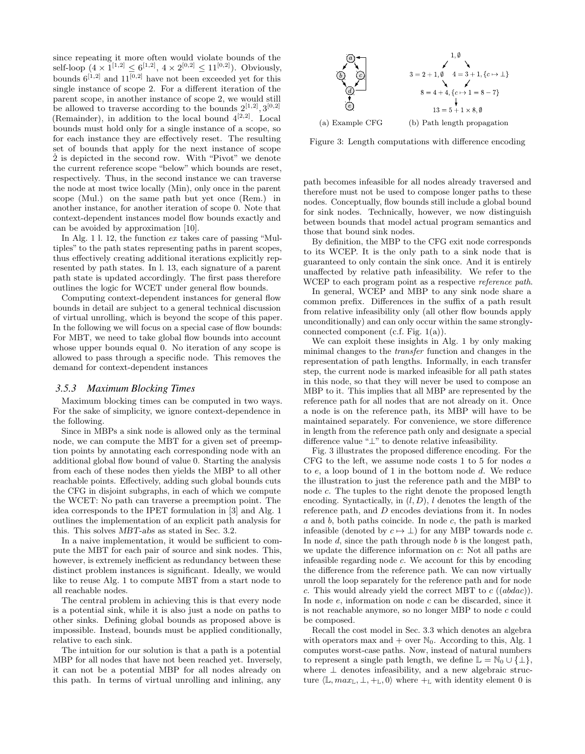since repeating it more often would violate bounds of the self-loop ($4 \times 1^{[1,2]} \leq 6^{[1,2]}$, $4 \times 2^{[0,2]} \leq 11^{[0,2]}$). Obviously, bounds $6^{[1,2]}$ and $11^{[0,2]}$ have not been exceeded yet for this single instance of scope 2. For a different iteration of the parent scope, in another instance of scope 2, we would still be allowed to traverse according to the bounds $2^{[1,2]}, 3^{[0,2]}$ (Remainder), in addition to the local bound $4^{[2,2]}$. Local bounds must hold only for a single instance of a scope, so for each instance they are effectively reset. The resulting set of bounds that apply for the next instance of scope $\mathring{2}$ is depicted in the second row. With "Pivot" we denote the current reference scope "below" which bounds are reset, respectively. Thus, in the second instance we can traverse the node at most twice locally (Min), only once in the parent scope (Mul.) on the same path but yet once (Rem.) in another instance, for another iteration of scope 0. Note that context-dependent instances model flow bounds exactly and can be avoided by approximation [10].

In Alg. 1 l. 12, the function *ex* takes care of passing "Multiples" to the path states representing paths in parent scopes, thus effectively creating additional iterations explicitly represented by path states. In l. 13, each signature of a parent path state is updated accordingly. The first pass therefore outlines the logic for WCET under general flow bounds.

Computing context-dependent instances for general flow bounds in detail are subject to a general technical discussion of virtual unrolling, which is beyond the scope of this paper. In the following we will focus on a special case of flow bounds: For MBT, we need to take global flow bounds into account whose upper bounds equal 0. No iteration of any scope is allowed to pass through a specific node. This removes the demand for context-dependent instances

### 3.5.3 Maximum Blocking Times

Maximum blocking times can be computed in two ways. For the sake of simplicity, we ignore context-dependence in the following.

Since in MBPs a sink node is allowed only as the terminal node, we can compute the MBT for a given set of preemption points by annotating each corresponding node with an additional global flow bound of value 0. Starting the analysis from each of these nodes then yields the MBP to all other reachable points. Effectively, adding such global bounds cuts the CFG in disjoint subgraphs, in each of which we compute the WCET: No path can traverse a preemption point. The idea corresponds to the IPET formulation in [3] and Alg. 1 outlines the implementation of an explicit path analysis for this. This solves *MBT-abs* as stated in Sec. 3.2.

In a naive implementation, it would be sufficient to compute the MBT for each pair of source and sink nodes. This, however, is extremely inefficient as redundancy between these distinct problem instances is significant. Ideally, we would like to reuse Alg. 1 to compute MBT from a start node to all reachable nodes.

The central problem in achieving this is that every node is a potential sink, while it is also just a node on paths to other sinks. Defining global bounds as proposed above is impossible. Instead, bounds must be applied conditionally, relative to each sink.

The intuition for our solution is that a path is a potential MBP for all nodes that have not been reached yet. Inversely, it can not be a potential MBP for all nodes already on this path. In terms of virtual unrolling and inlining, any path becomes infeasible for all nodes already traversed and therefore must not be used to compose longer paths to these nodes. Conceptually, flow bounds still include a global bound for sink nodes. Technically, however, we now distinguish between bounds that model actual program semantics and those that bound sink nodes.

(a) Example CFG

$1, \emptyset$

$3 = 2 + 1, \emptyset$ $\quad 4 = 3 + 1, \{c \mapsto \bot\}$

$8 = 4 + 4, \{c \mapsto 1 = 8 - 7\}$

$13 = 5 + 1 \times 8, \emptyset$

(b) Path length propagation

Figure 3: Length computations with difference encoding

By definition, the MBP to the CFG exit node corresponds to its WCEP. It is the only path to a sink node that is guaranteed to only contain the sink once. And it is entirely unaffected by relative path infeasibility. We refer to the WCEP to each program point as a respective *reference path*.

In general, WCEP and MBP to any sink node share a common prefix. Differences in the suffix of a path result from relative infeasibility only (all other flow bounds apply unconditionally) and can only occur within the same strongly-connected component (c.f. Fig. 1(a)).

We can exploit these insights in Alg. 1 by only making minimal changes to the *transfer* function and changes in the representation of path lengths. Informally, in each transfer step, the current node is marked infeasible for all path states in this node, so that they will never be used to compose an MBP to it. This implies that all MBP are represented by the reference path for all nodes that are not already on it. Once a node is on the reference path, its MBP will have to be maintained separately. For convenience, we store difference in length from the reference path only and designate a special difference value "$\bot$" to denote relative infeasibility.

Fig. 3 illustrates the proposed difference encoding. For the CFG to the left, we assume node costs 1 to 5 for nodes $a$ to $e$, a loop bound of 1 in the bottom node $d$. We reduce the illustration to just the reference path and the MBP to node $c$. The tuples to the right denote the proposed length encoding. Syntactically, in $(l, D)$, $l$ denotes the length of the reference path, and $D$ encodes deviations from it. In nodes $a$ and $b$, both paths coincide. In node $c$, the path is marked infeasible (denoted by $c \mapsto \bot$) for any MBP towards node $c$. In node $d$, since the path through node $b$ is the longest path, we update the difference information on $c$: Not all paths are infeasible regarding node $c$. We account for this by encoding the difference from the reference path. We can now virtually unroll the loop separately for the reference path and for node $c$. This would already yield the correct MBT to $c$ (($abdac$)). In node $e$, information on node $c$ can be discarded, since it is not reachable anymore, so no longer MBP to node $c$ could be composed.

Recall the cost model in Sec. 3.3 which denotes an algebra with operators max and + over $\mathbb{N}_0$. According to this, Alg. 1 computes worst-case paths. Now, instead of natural numbers to represent a single path length, we define $\mathbb{L} = \mathbb{N}_0 \cup \{\bot\}$, where $\bot$ denotes infeasibility, and a new algebraic structure $\langle \mathbb{L}, max_{\mathbb{L}}, \bot, +_{\mathbb{L}}, 0\rangle$ where $+_{\mathbb{L}}$ with identity element 0 is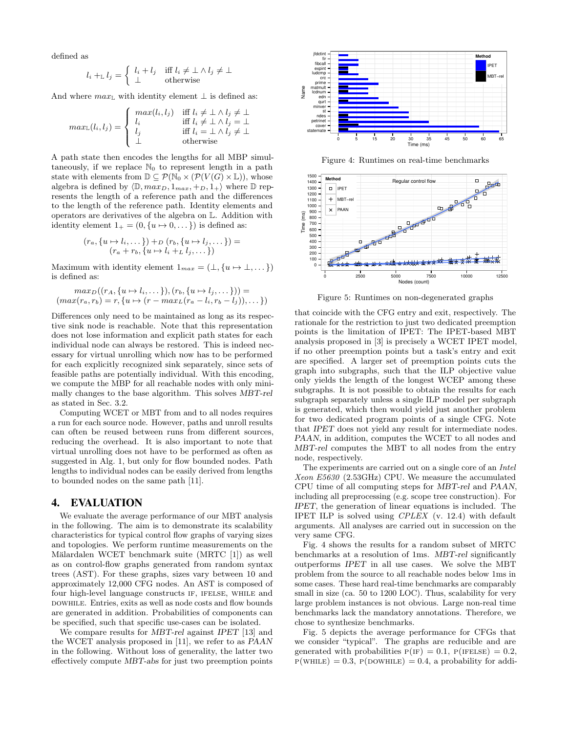defined as

$$l_i +_{\mathbb{L}} l_j = \begin{cases} l_i + l_j & \text{iff } l_i \neq \bot \wedge l_j \neq \bot \\ \bot & \text{otherwise} \end{cases}$$

And where $max_{\mathbb{L}}$ with identity element $\bot$ is defined as:

$$max_{\mathbb{L}}(l_i, l_j) = \begin{cases} max(l_i, l_j) & \text{iff } l_i \neq \bot \wedge l_j \neq \bot \\ l_i & \text{iff } l_i \neq \bot \wedge l_j = \bot \\ l_j & \text{iff } l_i = \bot \wedge l_j \neq \bot \\ \bot & \text{otherwise} \end{cases}$$

A path state then encodes the lengths for all MBP simultaneously, if we replace $\mathbb{N}_0$ to represent length in a path state with elements from $\mathbb{D} \subseteq \mathcal{P}(\mathbb{N}_0 \times (\mathcal{P}(V(G) \times \mathbb{L})))$, whose algebra is defined by $\langle \mathbb{D}, max_D, 1_{max}, +_D, 1_+ \rangle$ where $\mathbb{D}$ represents the length of a reference path and the differences to the length of the reference path. Identity elements and operators are derivatives of the algebra on $\mathbb{L}$. Addition with identity element $1_+ = (0, \{u \mapsto 0, \dots\})$ is defined as:

$$(r_a, \{u \mapsto l_i, \dots\}) +_D (r_b, \{u \mapsto l_j, \dots\}) = \\ (r_a + r_b, \{u \mapsto l_i +_L l_j, \dots\})$$

Maximum with identity element $1_{max} = (\bot, \{u \mapsto \bot, \dots\})$ is defined as:

$$max_D((r_A, \{u \mapsto l_i, \dots\}), (r_b, \{u \mapsto l_j, \dots\})) = \\ (max(r_a, r_b) = r, \{u \mapsto (r - max_{\mathbb{L}}(r_a - l_i, r_b - l_j)), \dots\})$$

Differences only need to be maintained as long as its respective sink node is reachable. Note that this representation does not lose information and explicit path states for each individual node can always be restored. This is indeed necessary for virtual unrolling which now has to be performed for each explicitly recognized sink separately, since sets of feasible paths are potentially individual. With this encoding, we compute the MBP for all reachable nodes with only minimally changes to the base algorithm. This solves *MBT-rel* as stated in Sec. 3.2.

Computing WCET or MBT from and to all nodes requires a run for each source node. However, paths and unroll results can often be reused between runs from different sources, reducing the overhead. It is also important to note that virtual unrolling does not have to be performed as often as suggested in Alg. 1, but only for flow bounded nodes. Path lengths to individual nodes can be easily derived from lengths to bounded nodes on the same path [11].

## 4. EVALUATION

We evaluate the average performance of our MBT analysis in the following. The aim is to demonstrate its scalability characteristics for typical control flow graphs of varying sizes and topologies. We perform runtime measurements on the Mälardalen WCET benchmark suite (MRTC [1]) as well as on control-flow graphs generated from random syntax trees (AST). For these graphs, sizes vary between 10 and approximately 12,000 CFG nodes. An AST is composed of four high-level language constructs IF, IFELSE, WHILE and DOWHILE. Entries, exits as well as node costs and flow bounds are generated in addition. Probabilities of components can be specified, such that specific use-cases can be isolated.

We compare results for *MBT-rel* against *IPET* [13] and the WCET analysis proposed in [11], we refer to as *PAAN* in the following. Without loss of generality, the latter two effectively compute *MBT-abs* for just two preemption points

jfdctint
fir
fibcall
expint
ludcmp
crc
prime
matmult
lcdnum
edn
qurt
minver
st
ndes
petrinet
cover
statemate
Name
0 5 15 20 30 35 45 50 60 65
Time (ms)
Method
IPET
MBT−rel

Figure 4: Runtimes on real-time benchmarks

1500
1400
1300
1200
1100
1000
900
800
700
600
500
400
300
200
100
0
Time (ms)
Method
IPET
MBT−rel
PAAN
Regular control flow
0 2500 5000 7500 10000 12500
Nodes (count)

Figure 5: Runtimes on non-degenerated graphs

that coincide with the CFG entry and exit, respectively. The rationale for the restriction to just two dedicated preemption points is the limitation of IPET: The IPET-based MBT analysis proposed in [3] is precisely a WCET IPET model, if no other preemption points but a task's entry and exit are specified. A larger set of preemption points cuts the graph into subgraphs, such that the ILP objective value only yields the length of the longest WCEP among these subgraphs. It is not possible to obtain the results for each subgraph separately unless a single ILP model per subgraph is generated, which then would yield just another problem for two dedicated program points of a single CFG. Note that *IPET* does not yield any result for intermediate nodes. *PAAN*, in addition, computes the WCET to all nodes and *MBT-rel* computes the MBT to all nodes from the entry node, respectively.

The experiments are carried out on a single core of an *Intel Xeon E5630* (2.53GHz) CPU. We measure the accumulated CPU time of all computing steps for *MBT-rel* and *PAAN*, including all preprocessing (e.g. scope tree construction). For *IPET*, the generation of linear equations is included. The IPET ILP is solved using *CPLEX* (v. 12.4) with default arguments. All analyses are carried out in succession on the very same CFG.

Fig. 4 shows the results for a random subset of MRTC benchmarks at a resolution of 1ms. *MBT-rel* significantly outperforms *IPET* in all use cases. We solve the MBT problem from the source to all reachable nodes below 1ms in some cases. These hard real-time benchmarks are comparably small in size (ca. 50 to 1200 LOC). Thus, scalability for very large problem instances is not obvious. Large non-real time benchmarks lack the mandatory annotations. Therefore, we chose to synthesize benchmarks.

Fig. 5 depicts the average performance for CFGs that we consider "typical". The graphs are reducible and are generated with probabilities P(IF) = 0.1, P(IFELSE) = 0.2, P(WHILE) = 0.3, P(DOWHILE) = 0.4, a probability for addi-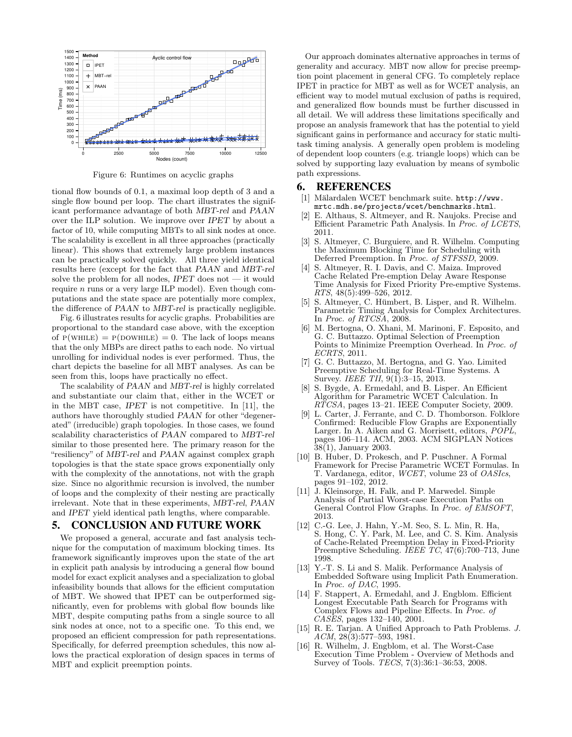Method

IPET

MBT–rel

PAAN

Aylic control flow

Time (ms)

1500
1400
1300
1200
1100
1000
900
800
700
600
500
400
300
200
100
0

0
2500
5000
7500
10000
12500

Nodes (count)

Figure 6: Runtimes on acyclic graphs

tional flow bounds of 0.1, a maximal loop depth of 3 and a single flow bound per loop. The chart illustrates the significant performance advantage of both *MBT-rel* and *PAAN* over the ILP solution. We improve over *IPET* by about a factor of 10, while computing MBTs to all sink nodes at once. The scalability is excellent in all three approaches (practically linear). This shows that extremely large problem instances can be practically solved quickly. All three yield identical results here (except for the fact that *PAAN* and *MBT-rel* solve the problem for all nodes, *IPET* does not — it would require $n$ runs or a very large ILP model). Even though computations and the state space are potentially more complex, the difference of *PAAN* to *MBT-rel* is practically negligible.

Fig. 6 illustrates results for acyclic graphs. Probabilities are proportional to the standard case above, with the exception of $\text{P}(\text{WHILE}) = \text{P}(\text{DOWHILE}) = 0$. The lack of loops means that the only MBPs are direct paths to each node. No virtual unrolling for individual nodes is ever performed. Thus, the chart depicts the baseline for all MBT analyses. As can be seen from this, loops have practically no effect.

The scalability of *PAAN* and *MBT-rel* is highly correlated and substantiate our claim that, either in the WCET or in the MBT case, *IPET* is not competitive. In [11], the authors have thoroughly studied *PAAN* for other "degenerated" (irreducible) graph topologies. In those cases, we found scalability characteristics of *PAAN* compared to *MBT-rel* similar to those presented here. The primary reason for the "resiliency" of *MBT-rel* and *PAAN* against complex graph topologies is that the state space grows exponentially only with the complexity of the annotations, not with the graph size. Since no algorithmic recursion is involved, the number of loops and the complexity of their nesting are practically irrelevant. Note that in these experiments, *MBT-rel*, *PAAN* and *IPET* yield identical path lengths, where comparable.

## 5. CONCLUSION AND FUTURE WORK

We proposed a general, accurate and fast analysis technique for the computation of maximum blocking times. Its framework significantly improves upon the state of the art in explicit path analysis by introducing a general flow bound model for exact explicit analyses and a specialization to global infeasibility bounds that allows for the efficient computation of MBT. We showed that IPET can be outperformed significantly, even for problems with global flow bounds like MBT, despite computing paths from a single source to all sink nodes at once, not to a specific one. To this end, we proposed an efficient compression for path representations. Specifically, for deferred preemption schedules, this now allows the practical exploration of design spaces in terms of MBT and explicit preemption points.

Our approach dominates alternative approaches in terms of generality and accuracy. MBT now allow for precise preemption point placement in general CFG. To completely replace IPET in practice for MBT as well as for WCET analysis, an efficient way to model mutual exclusion of paths is required, and generalized flow bounds must be further discussed in all detail. We will address these limitations specifically and propose an analysis framework that has the potential to yield significant gains in performance and accuracy for static multi-task timing analysis. A generally open problem is modeling of dependent loop counters (e.g. triangle loops) which can be solved by supporting lazy evaluation by means of symbolic path expressions.

## 6. REFERENCES

[1] Mälardalen WCET benchmark suite. `http://www.mrtc.mdh.se/projects/wcet/benchmarks.html`.

[2] E. Althaus, S. Altmeyer, and R. Naujoks. Precise and Efficient Parametric Path Analysis. In *Proc. of LCETS*, 2011.

[3] S. Altmeyer, C. Burguiere, and R. Wilhelm. Computing the Maximum Blocking Time for Scheduling with Deferred Preemption. In *Proc. of STFSSD*, 2009.

[4] S. Altmeyer, R. I. Davis, and C. Maiza. Improved Cache Related Pre-emption Delay Aware Response Time Analysis for Fixed Priority Pre-emptive Systems. *RTS*, 48(5):499–526, 2012.

[5] S. Altmeyer, C. Hümbert, B. Lisper, and R. Wilhelm. Parametric Timing Analysis for Complex Architectures. In *Proc. of RTCSA*, 2008.

[6] M. Bertogna, O. Xhani, M. Marinoni, F. Esposito, and G. C. Buttazzo. Optimal Selection of Preemption Points to Minimize Preemption Overhead. In *Proc. of ECRTS*, 2011.

[7] G. C. Buttazzo, M. Bertogna, and G. Yao. Limited Preemptive Scheduling for Real-Time Systems. A Survey. *IEEE TII*, 9(1):3–15, 2013.

[8] S. Bygde, A. Ermedahl, and B. Lisper. An Efficient Algorithm for Parametric WCET Calculation. In *RTCSA*, pages 13–21. IEEE Computer Society, 2009.

[9] L. Carter, J. Ferrante, and C. D. Thomborson. Folklore Confirmed: Reducible Flow Graphs are Exponentially Larger. In A. Aiken and G. Morrisett, editors, *POPL*, pages 106–114. ACM, 2003. ACM SIGPLAN Notices 38(1), January 2003.

[10] B. Huber, D. Prokesch, and P. Puschner. A Formal Framework for Precise Parametric WCET Formulas. In T. Vardanega, editor, *WCET*, volume 23 of *OASIcs*, pages 91–102, 2012.

[11] J. Kleinsorge, H. Falk, and P. Marwedel. Simple Analysis of Partial Worst-case Execution Paths on General Control Flow Graphs. In *Proc. of EMSOFT*, 2013.

[12] C.-G. Lee, J. Hahn, Y.-M. Seo, S. L. Min, R. Ha, S. Hong, C. Y. Park, M. Lee, and C. S. Kim. Analysis of Cache-Related Preemption Delay in Fixed-Priority Preemptive Scheduling. *IEEE TC*, 47(6):700–713, June 1998.

[13] Y.-T. S. Li and S. Malik. Performance Analysis of Embedded Software using Implicit Path Enumeration. In *Proc. of DAC*, 1995.

[14] F. Stappert, A. Ermedahl, and J. Engblom. Efficient Longest Executable Path Search for Programs with Complex Flows and Pipeline Effects. In *Proc. of CASES*, pages 132–140, 2001.

[15] R. E. Tarjan. A Unified Approach to Path Problems. *J. ACM*, 28(3):577–593, 1981.

[16] R. Wilhelm, J. Engblom, et al. The Worst-Case Execution Time Problem - Overview of Methods and Survey of Tools. *TECS*, 7(3):36:1–36:53, 2008.